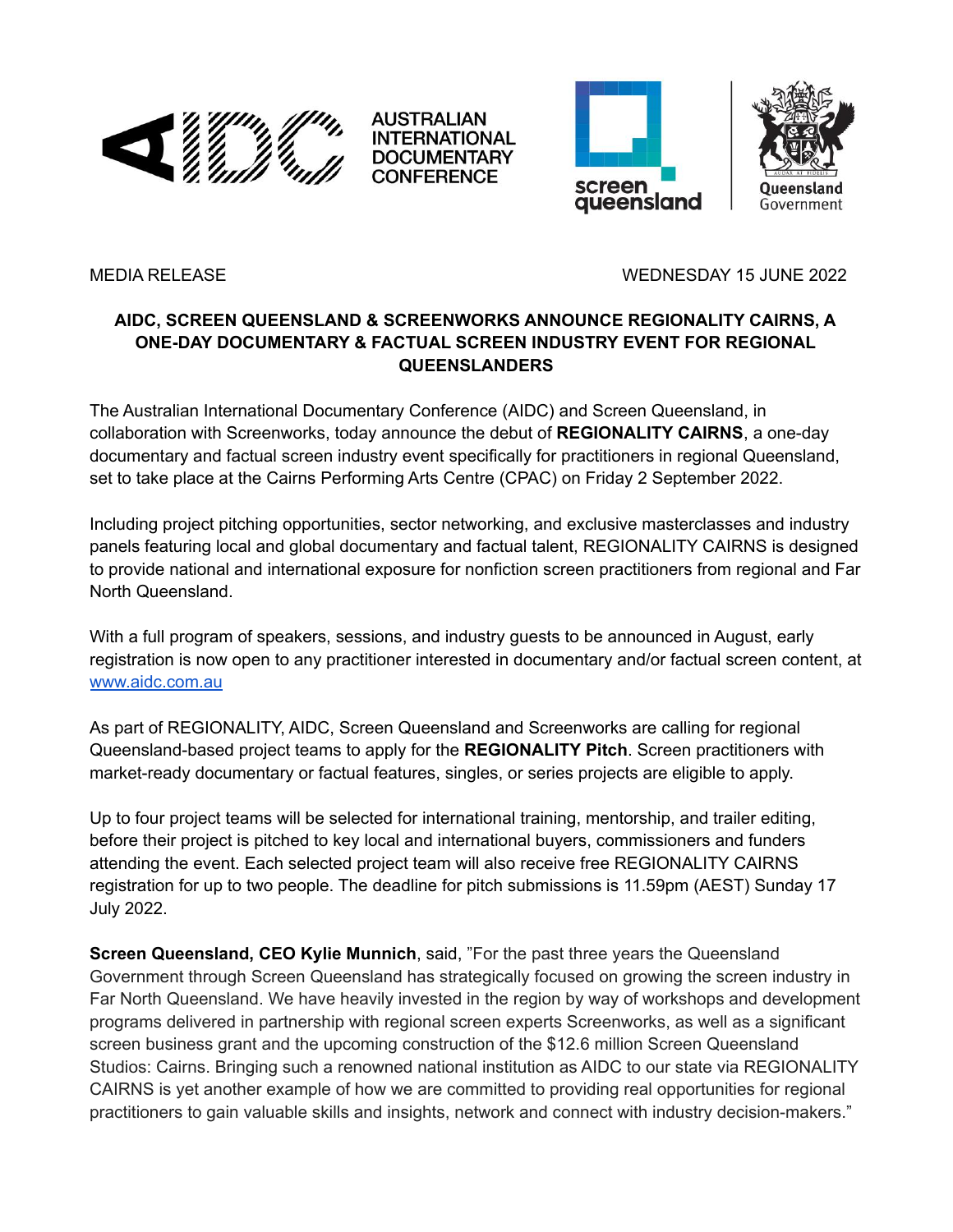AUSTRALIAN INTERNATIONAL DOCUMENTARY CONFERENCE

screen queensland

Queensland Government

MEDIA RELEASE

WEDNESDAY 15 JUNE 2022

**AIDC, SCREEN QUEENSLAND & SCREENWORKS ANNOUNCE REGIONALITY CAIRNS, A ONE-DAY DOCUMENTARY & FACTUAL SCREEN INDUSTRY EVENT FOR REGIONAL QUEENSLANDERS**

The Australian International Documentary Conference (AIDC) and Screen Queensland, in collaboration with Screenworks, today announce the debut of **REGIONALITY CAIRNS**, a one-day documentary and factual screen industry event specifically for practitioners in regional Queensland, set to take place at the Cairns Performing Arts Centre (CPAC) on Friday 2 September 2022.

Including project pitching opportunities, sector networking, and exclusive masterclasses and industry panels featuring local and global documentary and factual talent, REGIONALITY CAIRNS is designed to provide national and international exposure for nonfiction screen practitioners from regional and Far North Queensland.

With a full program of speakers, sessions, and industry guests to be announced in August, early registration is now open to any practitioner interested in documentary and/or factual screen content, at [www.aidc.com.au](http://www.aidc.com.au)

As part of REGIONALITY, AIDC, Screen Queensland and Screenworks are calling for regional Queensland-based project teams to apply for the **REGIONALITY Pitch**. Screen practitioners with market-ready documentary or factual features, singles, or series projects are eligible to apply.

Up to four project teams will be selected for international training, mentorship, and trailer editing, before their project is pitched to key local and international buyers, commissioners and funders attending the event. Each selected project team will also receive free REGIONALITY CAIRNS registration for up to two people. The deadline for pitch submissions is 11.59pm (AEST) Sunday 17 July 2022.

**Screen Queensland, CEO Kylie Munnich**, said, "For the past three years the Queensland Government through Screen Queensland has strategically focused on growing the screen industry in Far North Queensland. We have heavily invested in the region by way of workshops and development programs delivered in partnership with regional screen experts Screenworks, as well as a significant screen business grant and the upcoming construction of the $12.6 million Screen Queensland Studios: Cairns. Bringing such a renowned national institution as AIDC to our state via REGIONALITY CAIRNS is yet another example of how we are committed to providing real opportunities for regional practitioners to gain valuable skills and insights, network and connect with industry decision-makers."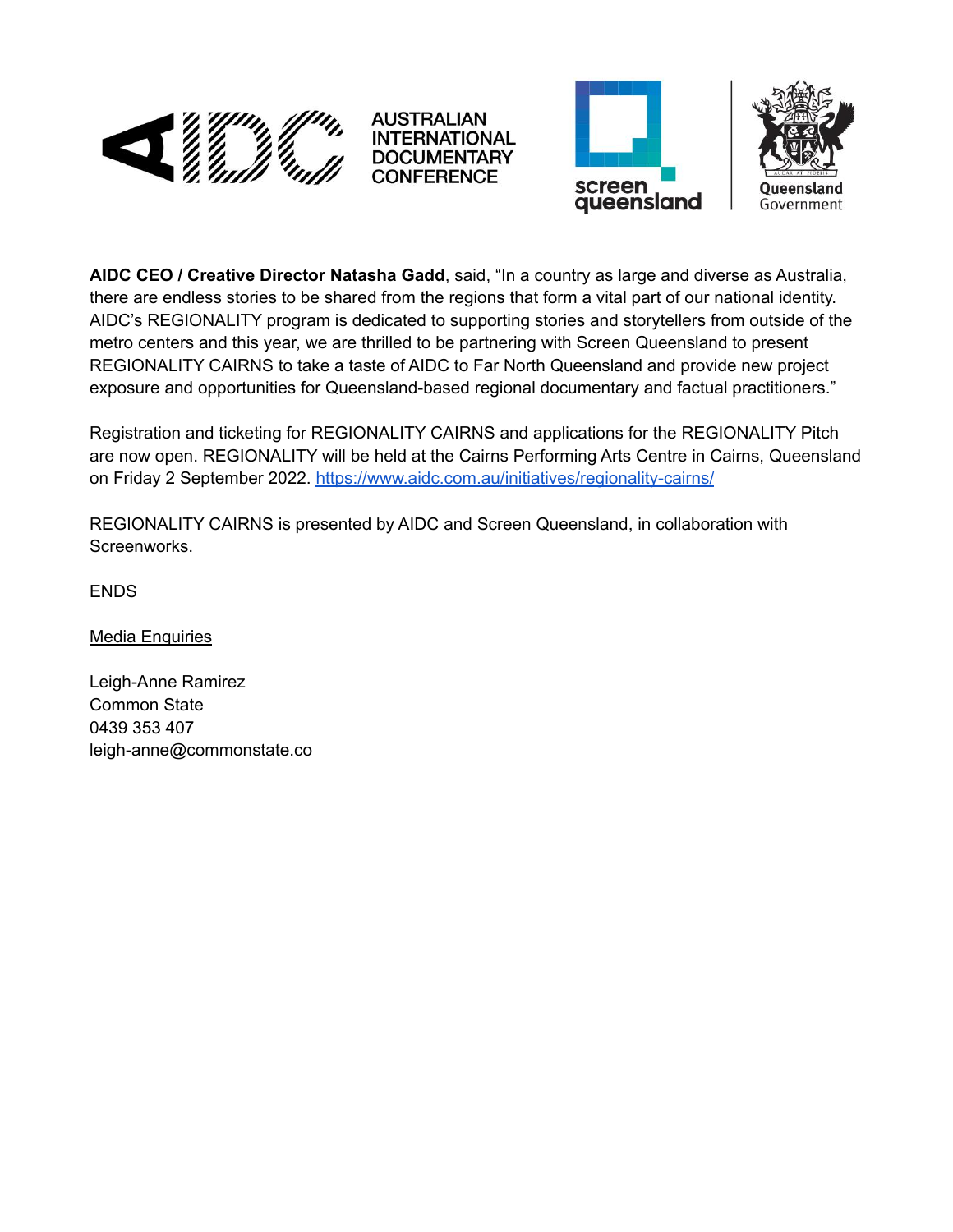**AIDC CEO / Creative Director Natasha Gadd**, said, “In a country as large and diverse as Australia, there are endless stories to be shared from the regions that form a vital part of our national identity. AIDC’s REGIONALITY program is dedicated to supporting stories and storytellers from outside of the metro centers and this year, we are thrilled to be partnering with Screen Queensland to present REGIONALITY CAIRNS to take a taste of AIDC to Far North Queensland and provide new project exposure and opportunities for Queensland-based regional documentary and factual practitioners.”

Registration and ticketing for REGIONALITY CAIRNS and applications for the REGIONALITY Pitch are now open. REGIONALITY will be held at the Cairns Performing Arts Centre in Cairns, Queensland on Friday 2 September 2022. [https://www.aidc.com.au/initiatives/regionality-cairns/](https://www.aidc.com.au/initiatives/regionality-cairns/)

REGIONALITY CAIRNS is presented by AIDC and Screen Queensland, in collaboration with Screenworks.

ENDS

Media Enquiries

Leigh-Anne Ramirez
Common State
0439 353 407
leigh-anne@commonstate.co